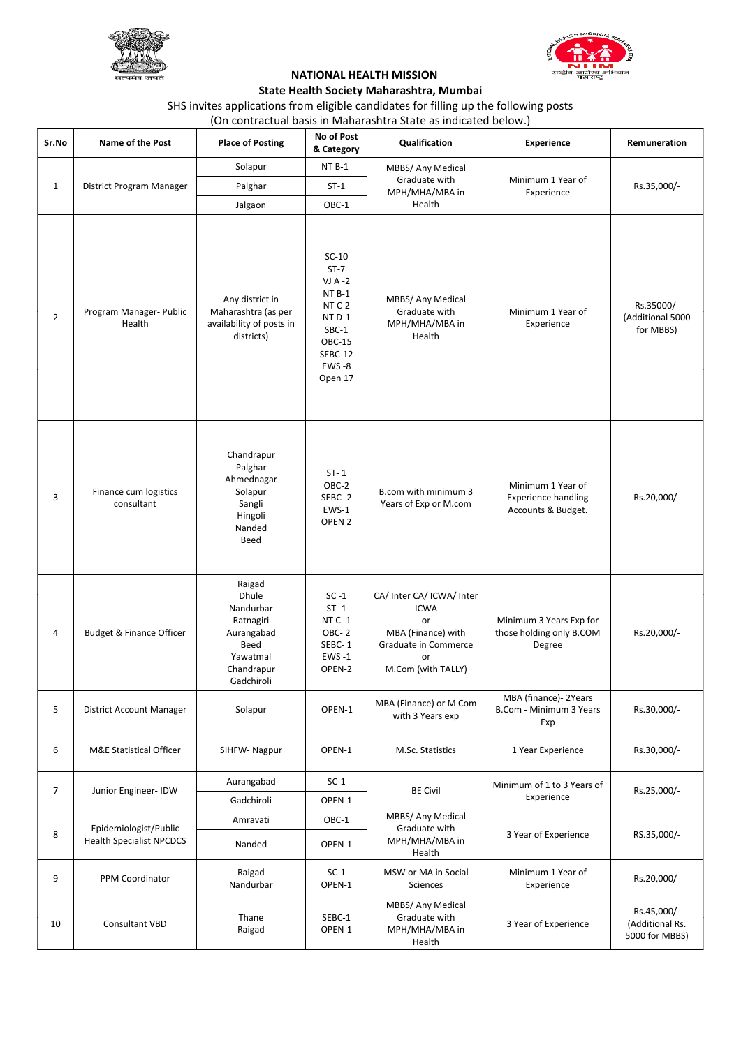**NATIONAL HEALTH MISSION**

**State Health Society Maharashtra, Mumbai**

SHS invites applications from eligible candidates for filling up the following posts (On contractual basis in Maharashtra State as indicated below.)

| Sr.No | Name of the Post | Place of Posting | No of Post & Category | Qualification | Experience | Remuneration |
|---|---|---|---|---|---|---|
| 1 | District Program Manager | Solapur | NT B-1 | MBBS/ Any Medical Graduate with MPH/MHA/MBA in Health | Minimum 1 Year of Experience | Rs.35,000/- |
| | | Palghar | ST-1 | | | |
| | | Jalgaon | OBC-1 | | | |
| 2 | Program Manager- Public Health | Any district in Maharashtra (as per availability of posts in districts) | SC-10 ST-7 VJ A -2 NT B-1 NT C-2 NT D-1 SBC-1 OBC-15 SEBC-12 EWS -8 Open 17 | MBBS/ Any Medical Graduate with MPH/MHA/MBA in Health | Minimum 1 Year of Experience | Rs.35000/- (Additional 5000 for MBBS) |
| 3 | Finance cum logistics consultant | Chandrapur Palghar Ahmednagar Solapur Sangli Hingoli Nanded Beed | ST- 1 OBC-2 SEBC -2 EWS-1 OPEN 2 | B.com with minimum 3 Years of Exp or M.com | Minimum 1 Year of Experience handling Accounts & Budget. | Rs.20,000/- |
| 4 | Budget & Finance Officer | Raigad Dhule Nandurbar Ratnagiri Aurangabad Beed Yawatmal Chandrapur Gadchiroli | SC -1 ST -1 NT C -1 OBC- 2 SEBC- 1 EWS -1 OPEN-2 | CA/ Inter CA/ ICWA/ Inter ICWA or MBA (Finance) with Graduate in Commerce or M.Com (with TALLY) | Minimum 3 Years Exp for those holding only B.COM Degree | Rs.20,000/- |
| 5 | District Account Manager | Solapur | OPEN-1 | MBA (Finance) or M Com with 3 Years exp | MBA (finance)- 2Years B.Com - Minimum 3 Years Exp | Rs.30,000/- |
| 6 | M&E Statistical Officer | SIHFW- Nagpur | OPEN-1 | M.Sc. Statistics | 1 Year Experience | Rs.30,000/- |
| 7 | Junior Engineer- IDW | Aurangabad | SC-1 | BE Civil | Minimum of 1 to 3 Years of Experience | Rs.25,000/- |
| | | Gadchiroli | OPEN-1 | | | |
| 8 | Epidemiologist/Public Health Specialist NPCDCS | Amravati | OBC-1 | MBBS/ Any Medical Graduate with MPH/MHA/MBA in Health | 3 Year of Experience | RS.35,000/- |
| | | Nanded | OPEN-1 | | | |
| 9 | PPM Coordinator | Raigad Nandurbar | SC-1 OPEN-1 | MSW or MA in Social Sciences | Minimum 1 Year of Experience | Rs.20,000/- |
| 10 | Consultant VBD | Thane Raigad | SEBC-1 OPEN-1 | MBBS/ Any Medical Graduate with MPH/MHA/MBA in Health | 3 Year of Experience | Rs.45,000/- (Additional Rs. 5000 for MBBS) |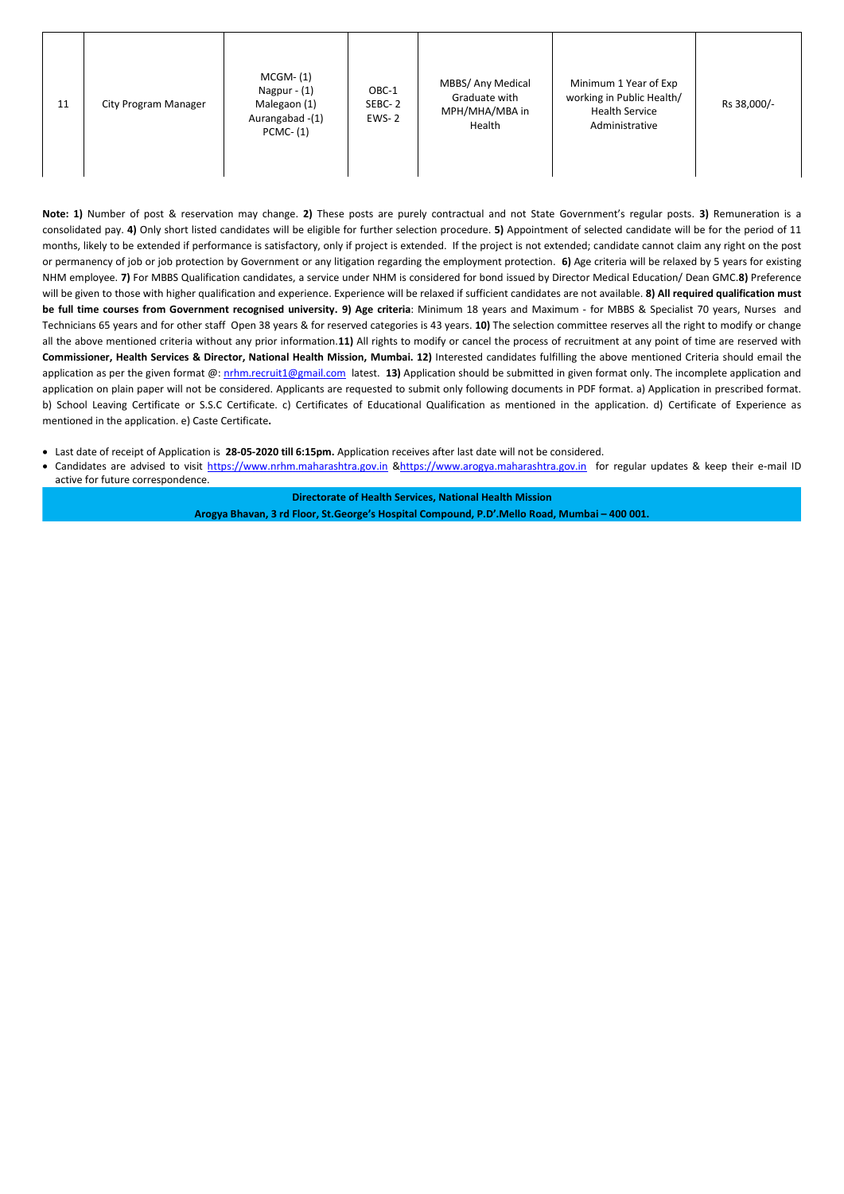| 11 | City Program Manager | MCGM- (1)<br>Nagpur - (1)<br>Malegaon (1)<br>Aurangabad -(1)<br>PCMC- (1) | OBC-1<br>SEBC- 2<br>EWS- 2 | MBBS/ Any Medical Graduate with MPH/MHA/MBA in Health | Minimum 1 Year of Exp working in Public Health/ Health Service Administrative | Rs 38,000/- |
|---|---|---|---|---|---|---|

**Note: 1)** Number of post & reservation may change. **2)** These posts are purely contractual and not State Government's regular posts. **3)** Remuneration is a consolidated pay. **4)** Only short listed candidates will be eligible for further selection procedure. **5)** Appointment of selected candidate will be for the period of 11 months, likely to be extended if performance is satisfactory, only if project is extended. If the project is not extended; candidate cannot claim any right on the post or permanency of job or job protection by Government or any litigation regarding the employment protection. **6)** Age criteria will be relaxed by 5 years for existing NHM employee. **7)** For MBBS Qualification candidates, a service under NHM is considered for bond issued by Director Medical Education/ Dean GMC.**8)** Preference will be given to those with higher qualification and experience. Experience will be relaxed if sufficient candidates are not available. **8) All required qualification must be full time courses from Government recognised university. 9) Age criteria**: Minimum 18 years and Maximum - for MBBS & Specialist 70 years, Nurses and Technicians 65 years and for other staff Open 38 years & for reserved categories is 43 years. **10)** The selection committee reserves all the right to modify or change all the above mentioned criteria without any prior information.**11)** All rights to modify or cancel the process of recruitment at any point of time are reserved with **Commissioner, Health Services & Director, National Health Mission, Mumbai. 12)** Interested candidates fulfilling the above mentioned Criteria should email the application as per the given format @: nrhm.recruit1@gmail.com latest. **13)** Application should be submitted in given format only. The incomplete application and application on plain paper will not be considered. Applicants are requested to submit only following documents in PDF format. a) Application in prescribed format. b) School Leaving Certificate or S.S.C Certificate. c) Certificates of Educational Qualification as mentioned in the application. d) Certificate of Experience as mentioned in the application. e) Caste Certificate**.**

- Last date of receipt of Application is **28-05-2020 till 6:15pm.** Application receives after last date will not be considered.
- Candidates are advised to visit https://www.nrhm.maharashtra.gov.in &https://www.arogya.maharashtra.gov.in for regular updates & keep their e-mail ID active for future correspondence.

**Directorate of Health Services, National Health Mission**

**Arogya Bhavan, 3 rd Floor, St.George's Hospital Compound, P.D'.Mello Road, Mumbai – 400 001.**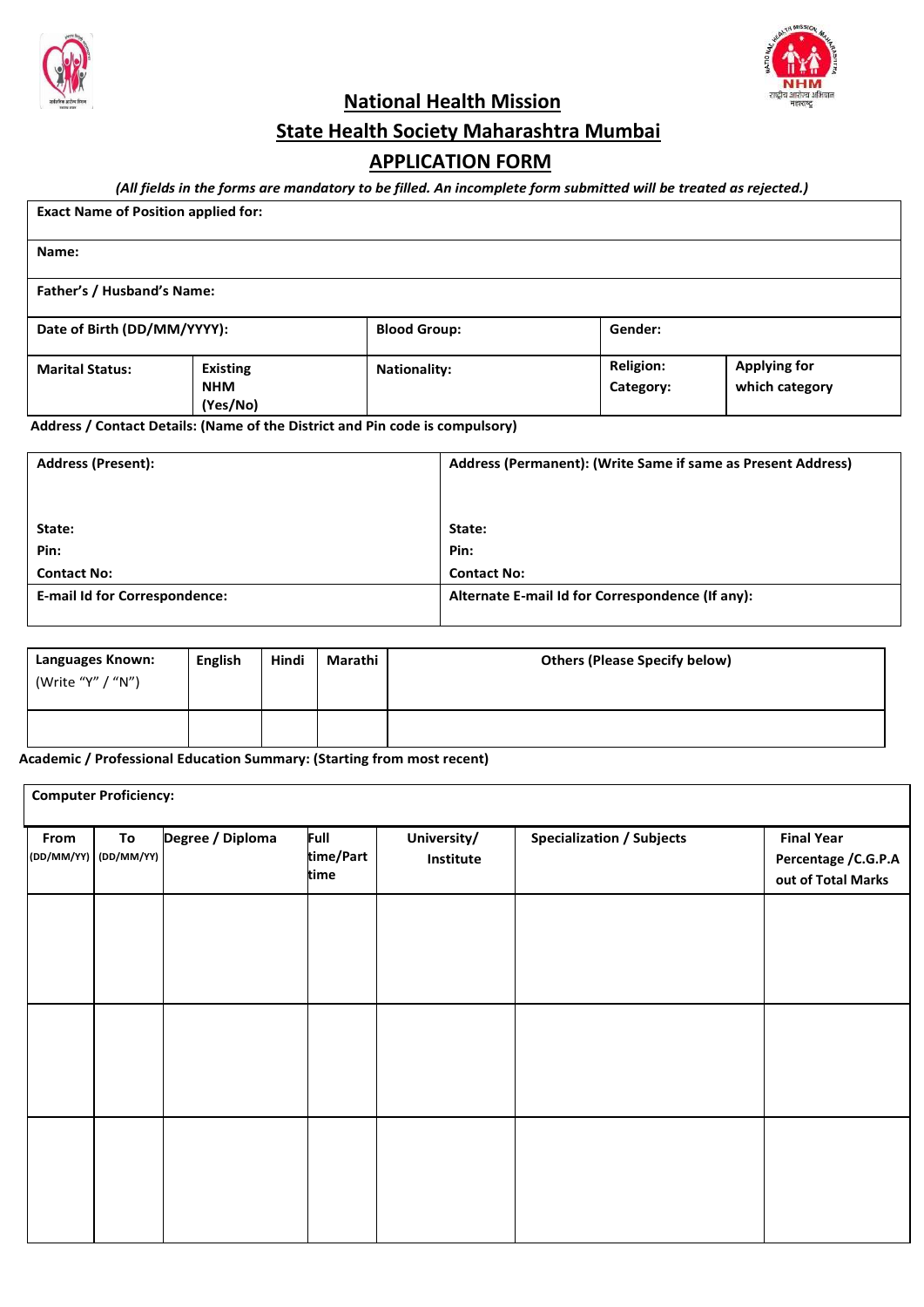# National Health Mission

## State Health Society Maharashtra Mumbai

## APPLICATION FORM

*(All fields in the forms are mandatory to be filled. An incomplete form submitted will be treated as rejected.)*

| **Exact Name of Position applied for:** | | | | | |
|---|---|---|---|---|---|
| **Name:** | | | | | |
| **Father's / Husband's Name:** | | | | | |
| **Date of Birth (DD/MM/YYYY):** | | **Blood Group:** | **Gender:** | | |
| **Marital Status:** | **Existing NHM (Yes/No)** | **Nationality:** | **Religion:** **Category:** | **Applying for which category** | |

**Address / Contact Details: (Name of the District and Pin code is compulsory)**

| **Address (Present):** | **Address (Permanent): (Write Same if same as Present Address)** |
|---|---|
| **State:** | **State:** |
| **Pin:** | **Pin:** |
| **Contact No:** | **Contact No:** |
| **E-mail Id for Correspondence:** | **Alternate E-mail Id for Correspondence (If any):** |

| **Languages Known:** (Write "Y" / "N") | **English** | **Hindi** | **Marathi** | **Others (Please Specify below)** |
|---|---|---|---|---|
| | | | | |

**Academic / Professional Education Summary: (Starting from most recent)**

**Computer Proficiency:**

| **From** (DD/MM/YY) | **To** (DD/MM/YY) | **Degree / Diploma** | **Full time/Part time** | **University/ Institute** | **Specialization / Subjects** | **Final Year Percentage /C.G.P.A out of Total Marks** |
|---|---|---|---|---|---|---|
| | | | | | | |
| | | | | | | |
| | | | | | | |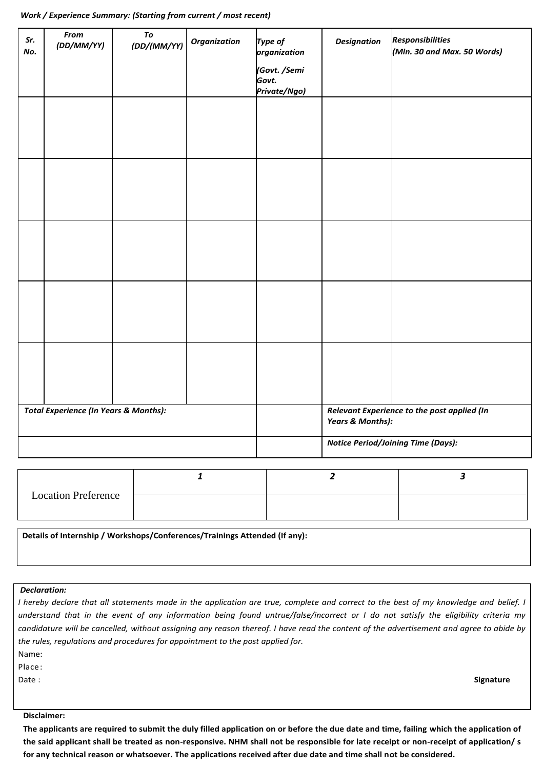***Work / Experience Summary: (Starting from current / most recent)***

| *Sr. No.* | *From (DD/MM/YY)* | *To (DD/(MM/YY)* | *Organization* | *Type of organization (Govt. /Semi Govt. Private/Ngo)* | *Designation* | *Responsibilities (Min. 30 and Max. 50 Words)* |
|---|---|---|---|---|---|---|
| | | | | | | |
| | | | | | | |
| | | | | | | |
| | | | | | | |
| | | | | | | |
| *Total Experience (In Years & Months):* | | | | | *Relevant Experience to the post applied (In Years & Months):* | |
| | | | | | *Notice Period/Joining Time (Days):* | |

| | | | |
|---|---|---|---|
| Location Preference | *1* | *2* | *3* |
| | | | |

**Details of Internship / Workshops/Conferences/Trainings Attended (If any):**

***Declaration:***

*I hereby declare that all statements made in the application are true, complete and correct to the best of my knowledge and belief. I understand that in the event of any information being found untrue/false/incorrect or I do not satisfy the eligibility criteria my candidature will be cancelled, without assigning any reason thereof. I have read the content of the advertisement and agree to abide by the rules, regulations and procedures for appointment to the post applied for.*

Name:

Place:

Date :

**Signature**

**Disclaimer:**

**The applicants are required to submit the duly filled application on or before the due date and time, failing which the application of the said applicant shall be treated as non-responsive. NHM shall not be responsible for late receipt or non-receipt of application/ s for any technical reason or whatsoever. The applications received after due date and time shall not be considered.**